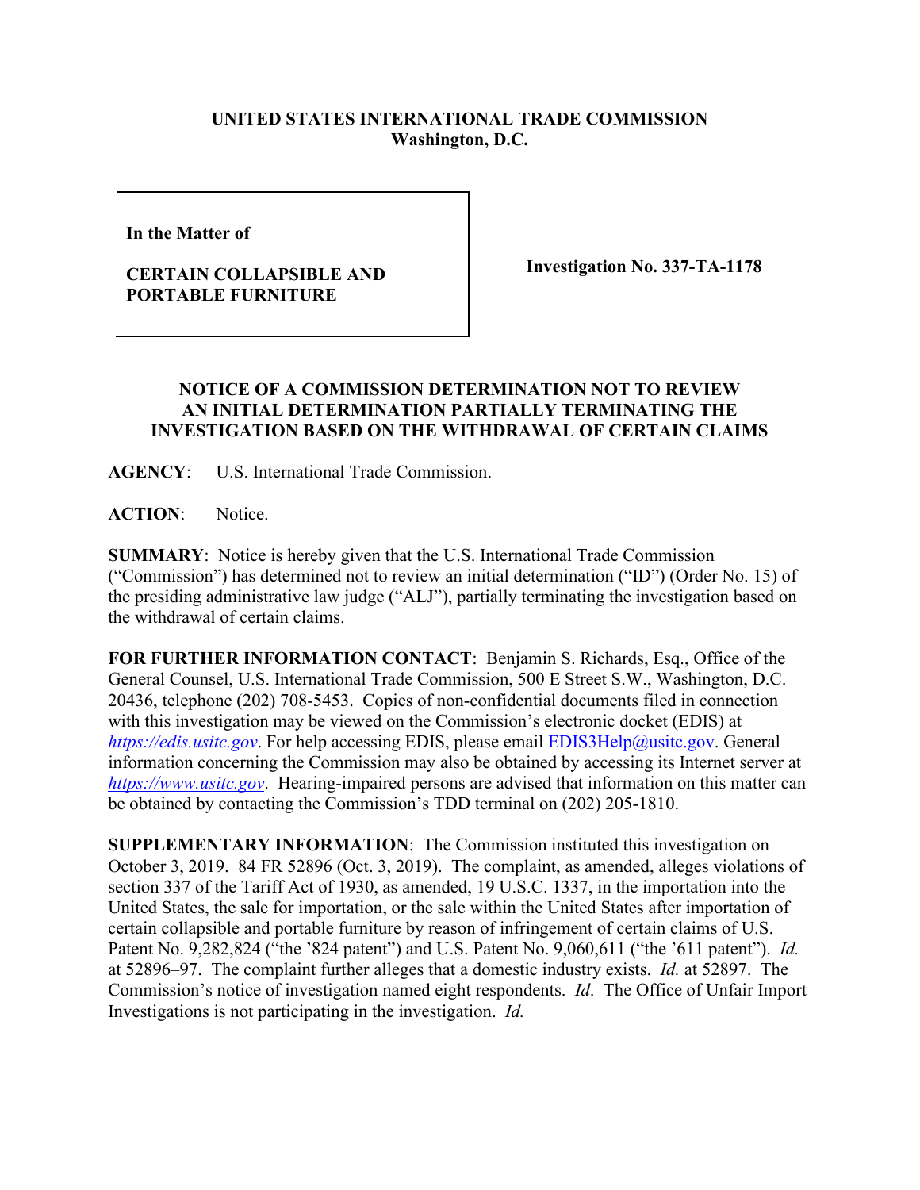**UNITED STATES INTERNATIONAL TRADE COMMISSION**
**Washington, D.C.**

| | |
|---|---|
| **In the Matter of**<br><br>**CERTAIN COLLAPSIBLE AND PORTABLE FURNITURE** | **Investigation No. 337-TA-1178** |

**NOTICE OF A COMMISSION DETERMINATION NOT TO REVIEW AN INITIAL DETERMINATION PARTIALLY TERMINATING THE INVESTIGATION BASED ON THE WITHDRAWAL OF CERTAIN CLAIMS**

**AGENCY**: U.S. International Trade Commission.

**ACTION**: Notice.

**SUMMARY**: Notice is hereby given that the U.S. International Trade Commission ("Commission") has determined not to review an initial determination ("ID") (Order No. 15) of the presiding administrative law judge ("ALJ"), partially terminating the investigation based on the withdrawal of certain claims.

**FOR FURTHER INFORMATION CONTACT**: Benjamin S. Richards, Esq., Office of the General Counsel, U.S. International Trade Commission, 500 E Street S.W., Washington, D.C. 20436, telephone (202) 708-5453. Copies of non-confidential documents filed in connection with this investigation may be viewed on the Commission's electronic docket (EDIS) at *https://edis.usitc.gov*. For help accessing EDIS, please email EDIS3Help@usitc.gov. General information concerning the Commission may also be obtained by accessing its Internet server at *https://www.usitc.gov*. Hearing-impaired persons are advised that information on this matter can be obtained by contacting the Commission's TDD terminal on (202) 205-1810.

**SUPPLEMENTARY INFORMATION**: The Commission instituted this investigation on October 3, 2019. 84 FR 52896 (Oct. 3, 2019). The complaint, as amended, alleges violations of section 337 of the Tariff Act of 1930, as amended, 19 U.S.C. 1337, in the importation into the United States, the sale for importation, or the sale within the United States after importation of certain collapsible and portable furniture by reason of infringement of certain claims of U.S. Patent No. 9,282,824 ("the '824 patent") and U.S. Patent No. 9,060,611 ("the '611 patent"). *Id.* at 52896–97. The complaint further alleges that a domestic industry exists. *Id.* at 52897. The Commission's notice of investigation named eight respondents. *Id*. The Office of Unfair Import Investigations is not participating in the investigation. *Id.*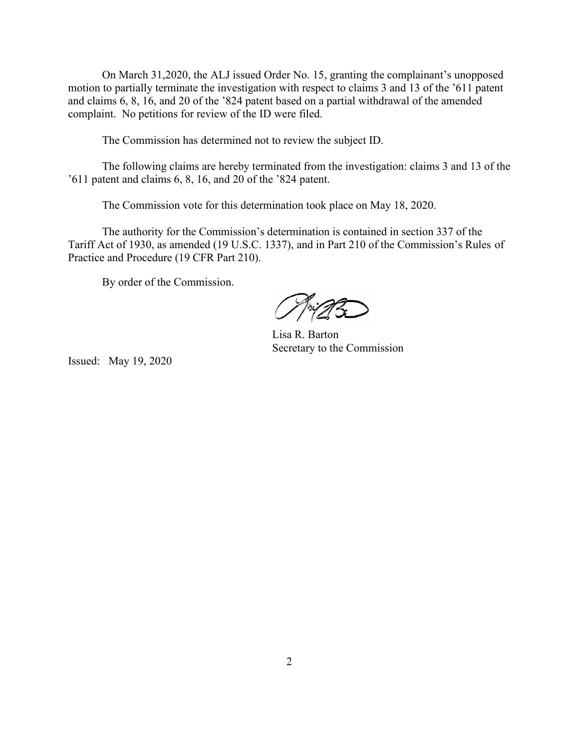On March 31,2020, the ALJ issued Order No. 15, granting the complainant's unopposed motion to partially terminate the investigation with respect to claims 3 and 13 of the '611 patent and claims 6, 8, 16, and 20 of the '824 patent based on a partial withdrawal of the amended complaint. No petitions for review of the ID were filed.

The Commission has determined not to review the subject ID.

The following claims are hereby terminated from the investigation: claims 3 and 13 of the '611 patent and claims 6, 8, 16, and 20 of the '824 patent.

The Commission vote for this determination took place on May 18, 2020.

The authority for the Commission's determination is contained in section 337 of the Tariff Act of 1930, as amended (19 U.S.C. 1337), and in Part 210 of the Commission's Rules of Practice and Procedure (19 CFR Part 210).

By order of the Commission.

Lisa R. Barton
Secretary to the Commission

Issued: May 19, 2020